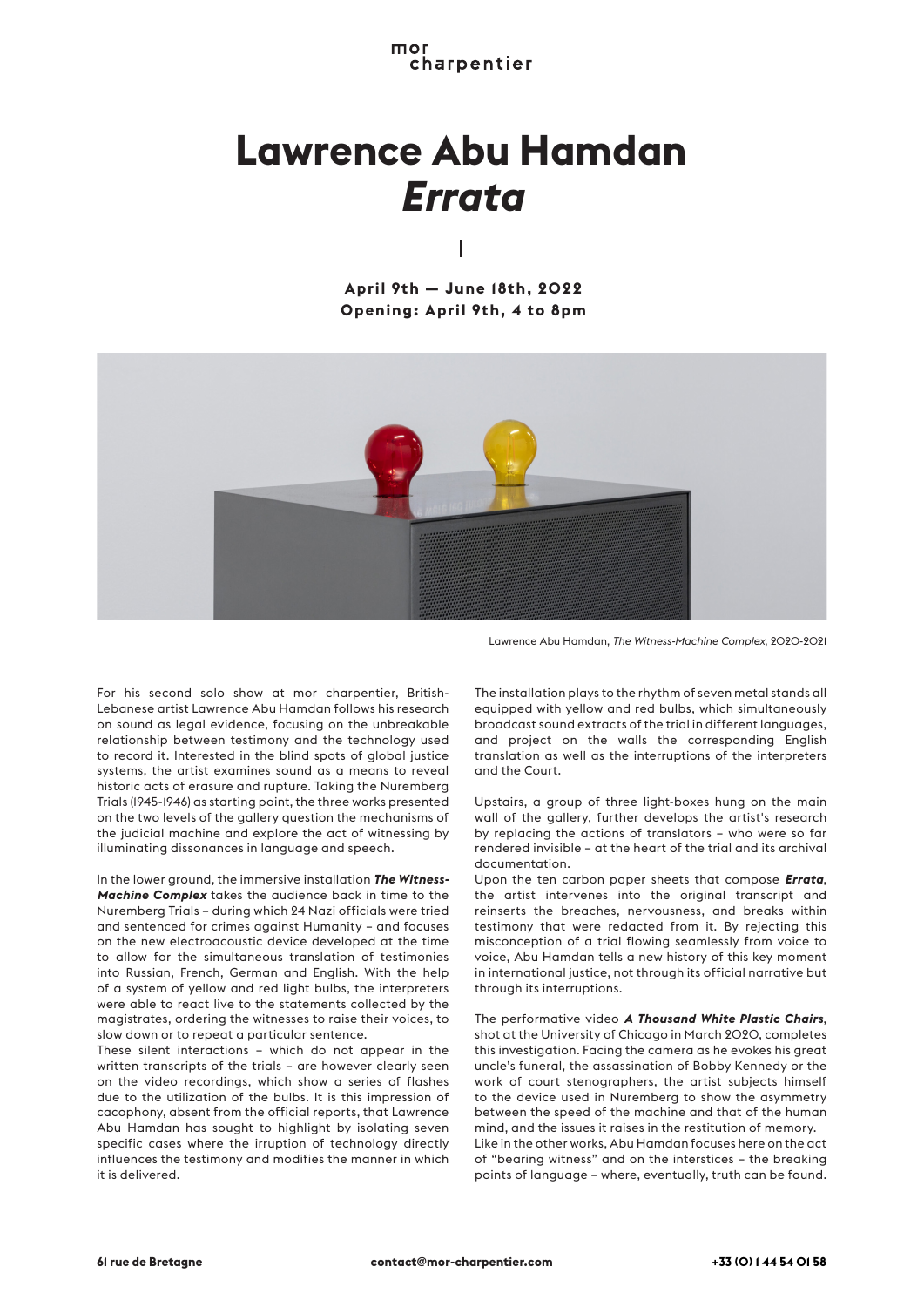mor
charpentier

# Lawrence Abu Hamdan
# *Errata*

I

**April 9th — June 18th, 2022**
**Opening: April 9th, 4 to 8pm**

Lawrence Abu Hamdan, *The Witness-Machine Complex*, 2020-2021

For his second solo show at mor charpentier, British-Lebanese artist Lawrence Abu Hamdan follows his research on sound as legal evidence, focusing on the unbreakable relationship between testimony and the technology used to record it. Interested in the blind spots of global justice systems, the artist examines sound as a means to reveal historic acts of erasure and rupture. Taking the Nuremberg Trials (1945-1946) as starting point, the three works presented on the two levels of the gallery question the mechanisms of the judicial machine and explore the act of witnessing by illuminating dissonances in language and speech.

In the lower ground, the immersive installation ***The Witness-Machine Complex*** takes the audience back in time to the Nuremberg Trials – during which 24 Nazi officials were tried and sentenced for crimes against Humanity – and focuses on the new electroacoustic device developed at the time to allow for the simultaneous translation of testimonies into Russian, French, German and English. With the help of a system of yellow and red light bulbs, the interpreters were able to react live to the statements collected by the magistrates, ordering the witnesses to raise their voices, to slow down or to repeat a particular sentence.
These silent interactions – which do not appear in the written transcripts of the trials – are however clearly seen on the video recordings, which show a series of flashes due to the utilization of the bulbs. It is this impression of cacophony, absent from the official reports, that Lawrence Abu Hamdan has sought to highlight by isolating seven specific cases where the irruption of technology directly influences the testimony and modifies the manner in which it is delivered.

The installation plays to the rhythm of seven metal stands all equipped with yellow and red bulbs, which simultaneously broadcast sound extracts of the trial in different languages, and project on the walls the corresponding English translation as well as the interruptions of the interpreters and the Court.

Upstairs, a group of three light-boxes hung on the main wall of the gallery, further develops the artist's research by replacing the actions of translators – who were so far rendered invisible – at the heart of the trial and its archival documentation.
Upon the ten carbon paper sheets that compose ***Errata***, the artist intervenes into the original transcript and reinserts the breaches, nervousness, and breaks within testimony that were redacted from it. By rejecting this misconception of a trial flowing seamlessly from voice to voice, Abu Hamdan tells a new history of this key moment in international justice, not through its official narrative but through its interruptions.

The performative video ***A Thousand White Plastic Chairs***, shot at the University of Chicago in March 2020, completes this investigation. Facing the camera as he evokes his great uncle's funeral, the assassination of Bobby Kennedy or the work of court stenographers, the artist subjects himself to the device used in Nuremberg to show the asymmetry between the speed of the machine and that of the human mind, and the issues it raises in the restitution of memory.
Like in the other works, Abu Hamdan focuses here on the act of “bearing witness” and on the interstices – the breaking points of language – where, eventually, truth can be found.

**61 rue de Bretagne** **contact@mor-charpentier.com** **+33 (0) 1 44 54 01 58**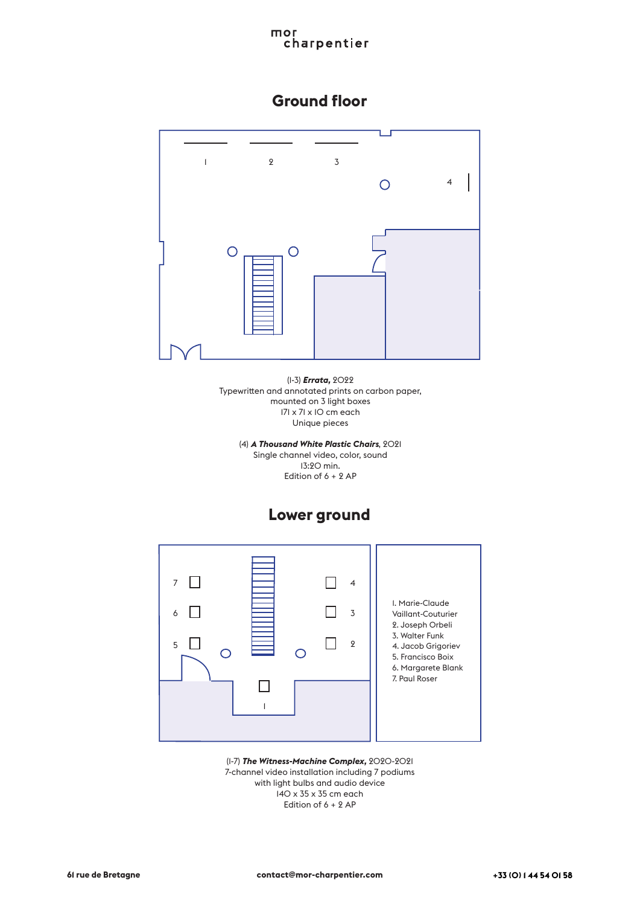mor charpentier

## Ground floor

1 2 3 4

(1-3) ***Errata,*** 2022
Typewritten and annotated prints on carbon paper,
mounted on 3 light boxes
171 x 71 x 10 cm each
Unique pieces

(4) ***A Thousand White Plastic Chairs***, 2021
Single channel video, color, sound
13:20 min.
Edition of 6 + 2 AP

## Lower ground

7 6 5 4 3 2 1

1. Marie-Claude Vaillant-Couturier
2. Joseph Orbeli
3. Walter Funk
4. Jacob Grigoriev
5. Francisco Boix
6. Margarete Blank
7. Paul Roser

(1-7) ***The Witness-Machine Complex,*** 2020-2021
7-channel video installation including 7 podiums
with light bulbs and audio device
140 x 35 x 35 cm each
Edition of 6 + 2 AP

61 rue de Bretagne
contact@mor-charpentier.com
+33 (0) 1 44 54 01 58